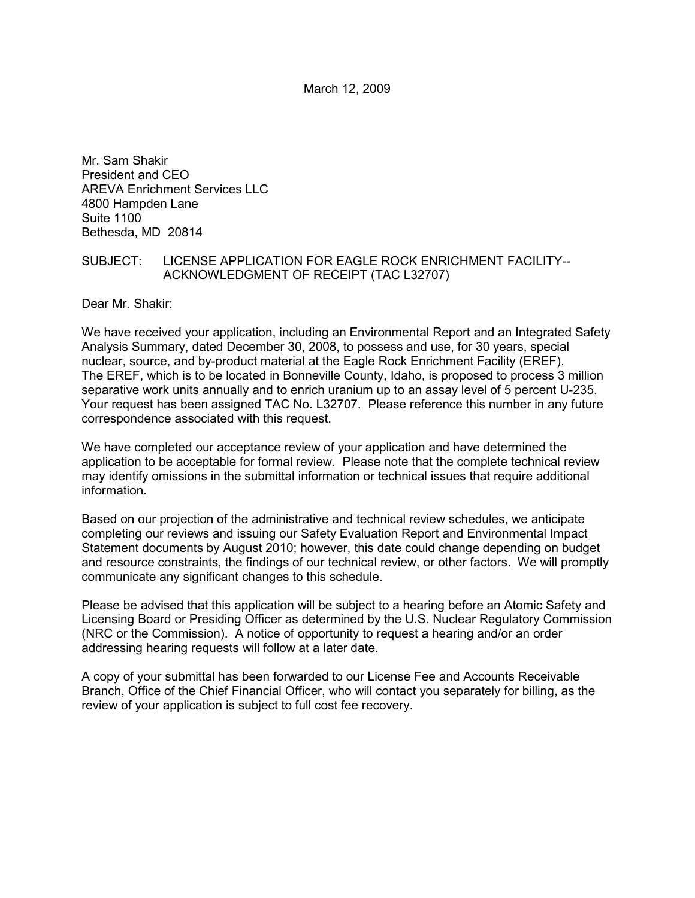March 12, 2009

Mr. Sam Shakir
President and CEO
AREVA Enrichment Services LLC
4800 Hampden Lane
Suite 1100
Bethesda, MD 20814

SUBJECT: LICENSE APPLICATION FOR EAGLE ROCK ENRICHMENT FACILITY--ACKNOWLEDGMENT OF RECEIPT (TAC L32707)

Dear Mr. Shakir:

We have received your application, including an Environmental Report and an Integrated Safety Analysis Summary, dated December 30, 2008, to possess and use, for 30 years, special nuclear, source, and by-product material at the Eagle Rock Enrichment Facility (EREF). The EREF, which is to be located in Bonneville County, Idaho, is proposed to process 3 million separative work units annually and to enrich uranium up to an assay level of 5 percent U-235. Your request has been assigned TAC No. L32707. Please reference this number in any future correspondence associated with this request.

We have completed our acceptance review of your application and have determined the application to be acceptable for formal review. Please note that the complete technical review may identify omissions in the submittal information or technical issues that require additional information.

Based on our projection of the administrative and technical review schedules, we anticipate completing our reviews and issuing our Safety Evaluation Report and Environmental Impact Statement documents by August 2010; however, this date could change depending on budget and resource constraints, the findings of our technical review, or other factors. We will promptly communicate any significant changes to this schedule.

Please be advised that this application will be subject to a hearing before an Atomic Safety and Licensing Board or Presiding Officer as determined by the U.S. Nuclear Regulatory Commission (NRC or the Commission). A notice of opportunity to request a hearing and/or an order addressing hearing requests will follow at a later date.

A copy of your submittal has been forwarded to our License Fee and Accounts Receivable Branch, Office of the Chief Financial Officer, who will contact you separately for billing, as the review of your application is subject to full cost fee recovery.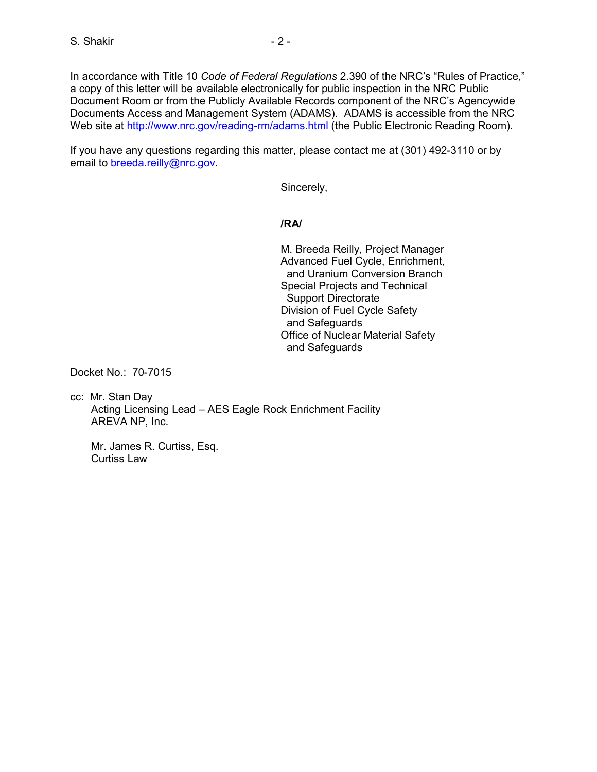In accordance with Title 10 *Code of Federal Regulations* 2.390 of the NRC's "Rules of Practice," a copy of this letter will be available electronically for public inspection in the NRC Public Document Room or from the Publicly Available Records component of the NRC's Agencywide Documents Access and Management System (ADAMS). ADAMS is accessible from the NRC Web site at http://www.nrc.gov/reading-rm/adams.html (the Public Electronic Reading Room).

If you have any questions regarding this matter, please contact me at (301) 492-3110 or by email to breeda.reilly@nrc.gov.

Sincerely,

**/RA/**

M. Breeda Reilly, Project Manager
Advanced Fuel Cycle, Enrichment, and Uranium Conversion Branch
Special Projects and Technical Support Directorate
Division of Fuel Cycle Safety and Safeguards
Office of Nuclear Material Safety and Safeguards

Docket No.: 70-7015

cc: Mr. Stan Day
Acting Licensing Lead – AES Eagle Rock Enrichment Facility
AREVA NP, Inc.

Mr. James R. Curtiss, Esq.
Curtiss Law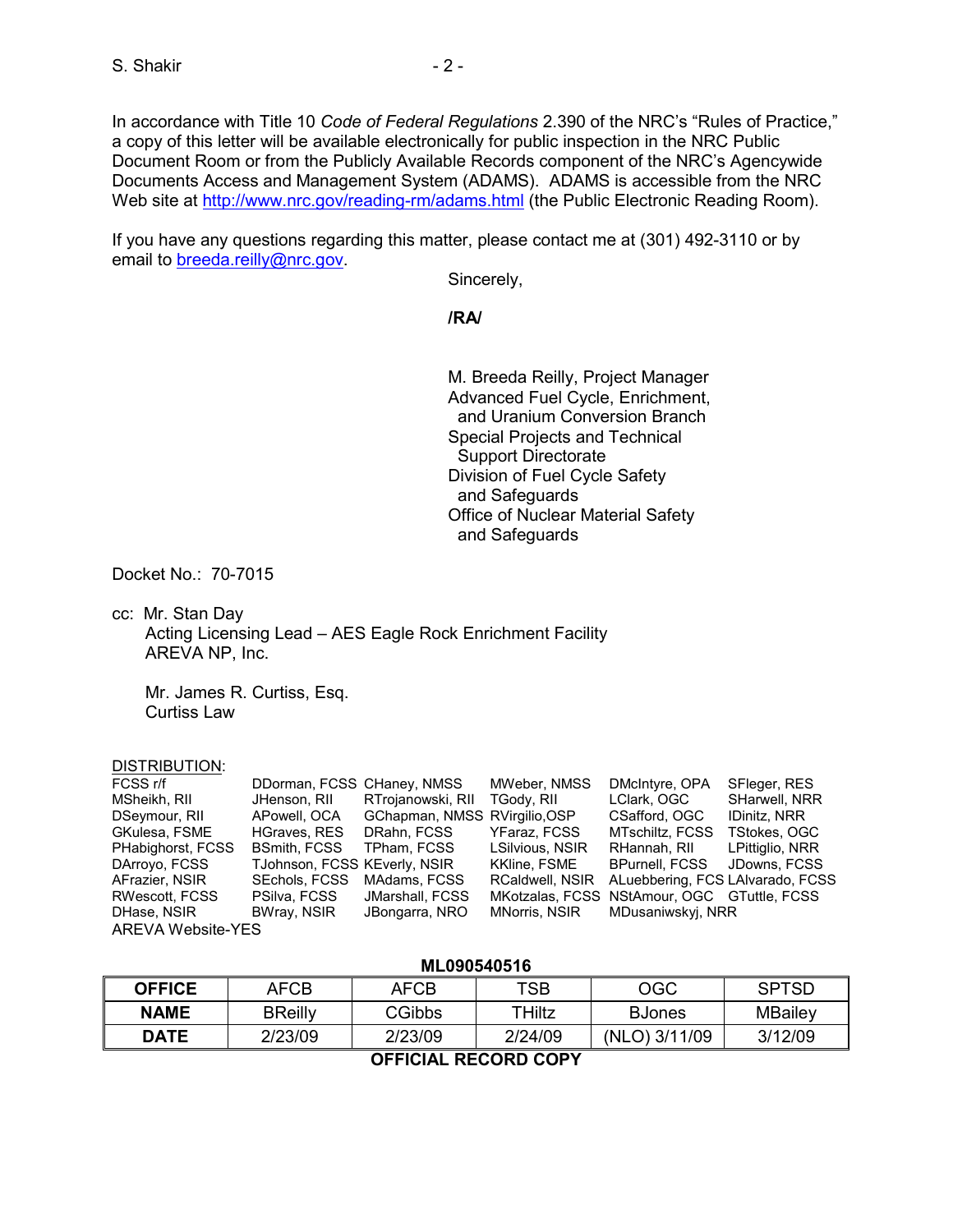In accordance with Title 10 *Code of Federal Regulations* 2.390 of the NRC's "Rules of Practice," a copy of this letter will be available electronically for public inspection in the NRC Public Document Room or from the Publicly Available Records component of the NRC's Agencywide Documents Access and Management System (ADAMS). ADAMS is accessible from the NRC Web site at http://www.nrc.gov/reading-rm/adams.html (the Public Electronic Reading Room).

If you have any questions regarding this matter, please contact me at (301) 492-3110 or by email to breeda.reilly@nrc.gov.

Sincerely,

**/RA/**

M. Breeda Reilly, Project Manager
Advanced Fuel Cycle, Enrichment,
and Uranium Conversion Branch
Special Projects and Technical
Support Directorate
Division of Fuel Cycle Safety
and Safeguards
Office of Nuclear Material Safety
and Safeguards

Docket No.: 70-7015

cc: Mr. Stan Day
Acting Licensing Lead – AES Eagle Rock Enrichment Facility
AREVA NP, Inc.

Mr. James R. Curtiss, Esq.
Curtiss Law

DISTRIBUTION:

| | | | | | |
|---|---|---|---|---|---|
| FCSS r/f | DDorman, FCSS | CHaney, NMSS | MWeber, NMSS | DMcIntyre, OPA | SFleger, RES |
| MSheikh, RII | JHenson, RII | RTrojanowski, RII | TGody, RII | LClark, OGC | SHarwell, NRR |
| DSeymour, RII | APowell, OCA | GChapman, NMSS | RVirgilio,OSP | CSafford, OGC | IDinitz, NRR |
| GKulesa, FSME | HGraves, RES | DRahn, FCSS | YFaraz, FCSS | MTschiltz, FCSS | TStokes, OGC |
| PHabighorst, FCSS | BSmith, FCSS | TPham, FCSS | LSilvious, NSIR | RHannah, RII | LPittiglio, NRR |
| DArroyo, FCSS | TJohnson, FCSS | KEverly, NSIR | KKline, FSME | BPurnell, FCSS | JDowns, FCSS |
| AFrazier, NSIR | SEchols, FCSS | MAdams, FCSS | RCaldwell, NSIR | ALuebbering, FCS | LAlvarado, FCSS |
| RWescott, FCSS | PSilva, FCSS | JMarshall, FCSS | MKotzalas, FCSS | NStAmour, OGC | GTuttle, FCSS |
| DHase, NSIR | BWray, NSIR | JBongarra, NRO | MNorris, NSIR | MDusaniwskyj, NRR | |
| AREVA Website-YES | | | | | |

**ML090540516**

| **OFFICE** | AFCB | AFCB | TSB | OGC | SPTSD |
|---|---|---|---|---|---|
| **NAME** | BReilly | CGibbs | THiltz | BJones | MBailey |
| **DATE** | 2/23/09 | 2/23/09 | 2/24/09 | (NLO) 3/11/09 | 3/12/09 |

**OFFICIAL RECORD COPY**